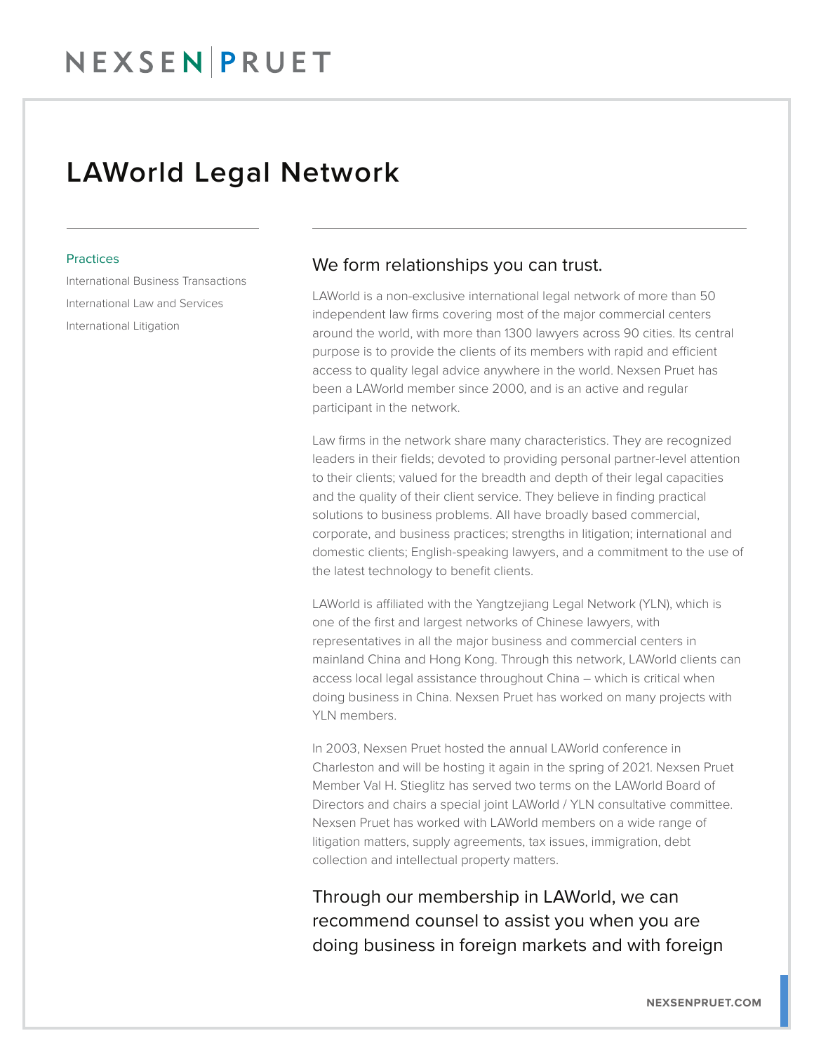# LAWorld Legal Network

**Practices**

- International Business Transactions
- International Law and Services
- International Litigation

## We form relationships you can trust.

LAWorld is a non-exclusive international legal network of more than 50 independent law firms covering most of the major commercial centers around the world, with more than 1300 lawyers across 90 cities. Its central purpose is to provide the clients of its members with rapid and efficient access to quality legal advice anywhere in the world. Nexsen Pruet has been a LAWorld member since 2000, and is an active and regular participant in the network.

Law firms in the network share many characteristics. They are recognized leaders in their fields; devoted to providing personal partner-level attention to their clients; valued for the breadth and depth of their legal capacities and the quality of their client service. They believe in finding practical solutions to business problems. All have broadly based commercial, corporate, and business practices; strengths in litigation; international and domestic clients; English-speaking lawyers, and a commitment to the use of the latest technology to benefit clients.

LAWorld is affiliated with the Yangtzejiang Legal Network (YLN), which is one of the first and largest networks of Chinese lawyers, with representatives in all the major business and commercial centers in mainland China and Hong Kong. Through this network, LAWorld clients can access local legal assistance throughout China – which is critical when doing business in China. Nexsen Pruet has worked on many projects with YLN members.

In 2003, Nexsen Pruet hosted the annual LAWorld conference in Charleston and will be hosting it again in the spring of 2021. Nexsen Pruet Member Val H. Stieglitz has served two terms on the LAWorld Board of Directors and chairs a special joint LAWorld / YLN consultative committee. Nexsen Pruet has worked with LAWorld members on a wide range of litigation matters, supply agreements, tax issues, immigration, debt collection and intellectual property matters.

### Through our membership in LAWorld, we can recommend counsel to assist you when you are doing business in foreign markets and with foreign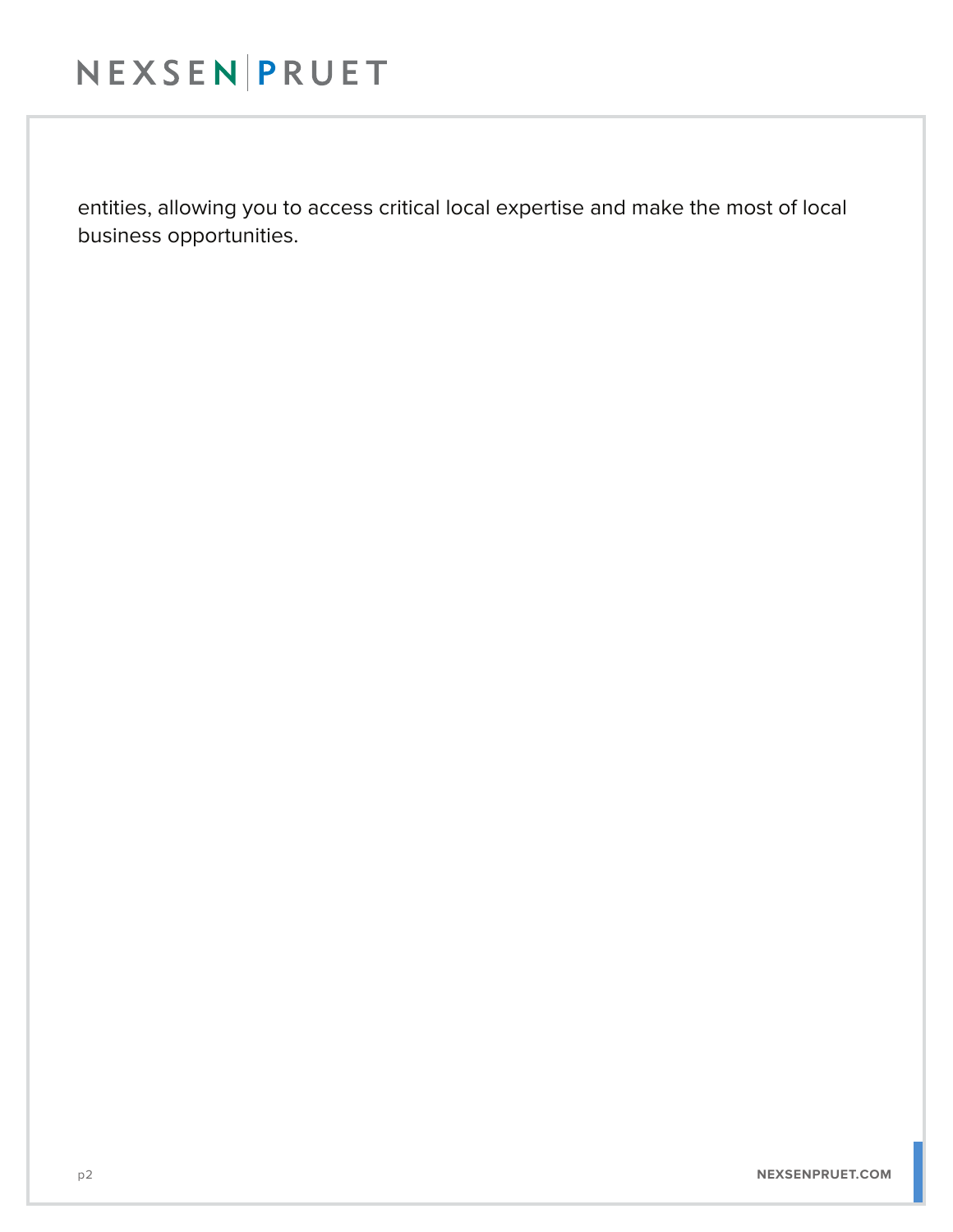entities, allowing you to access critical local expertise and make the most of local business opportunities.